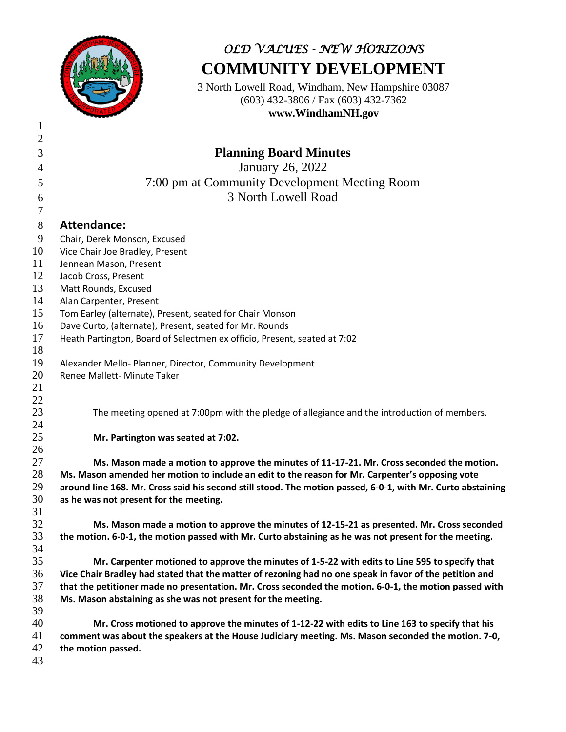*OLD VALUES - NEW HORIZONS*

# COMMUNITY DEVELOPMENT

3 North Lowell Road, Windham, New Hampshire 03087
(603) 432-3806 / Fax (603) 432-7362
**www.WindhamNH.gov**

## Planning Board Minutes

January 26, 2022
7:00 pm at Community Development Meeting Room
3 North Lowell Road

### Attendance:

Chair, Derek Monson, Excused
Vice Chair Joe Bradley, Present
Jennean Mason, Present
Jacob Cross, Present
Matt Rounds, Excused
Alan Carpenter, Present
Tom Earley (alternate), Present, seated for Chair Monson
Dave Curto, (alternate), Present, seated for Mr. Rounds
Heath Partington, Board of Selectmen ex officio, Present, seated at 7:02

Alexander Mello- Planner, Director, Community Development
Renee Mallett- Minute Taker

The meeting opened at 7:00pm with the pledge of allegiance and the introduction of members.

**Mr. Partington was seated at 7:02.**

**Ms. Mason made a motion to approve the minutes of 11-17-21. Mr. Cross seconded the motion. Ms. Mason amended her motion to include an edit to the reason for Mr. Carpenter's opposing vote around line 168. Mr. Cross said his second still stood. The motion passed, 6-0-1, with Mr. Curto abstaining as he was not present for the meeting.**

**Ms. Mason made a motion to approve the minutes of 12-15-21 as presented. Mr. Cross seconded the motion. 6-0-1, the motion passed with Mr. Curto abstaining as he was not present for the meeting.**

**Mr. Carpenter motioned to approve the minutes of 1-5-22 with edits to Line 595 to specify that Vice Chair Bradley had stated that the matter of rezoning had no one speak in favor of the petition and that the petitioner made no presentation. Mr. Cross seconded the motion. 6-0-1, the motion passed with Ms. Mason abstaining as she was not present for the meeting.**

**Mr. Cross motioned to approve the minutes of 1-12-22 with edits to Line 163 to specify that his comment was about the speakers at the House Judiciary meeting. Ms. Mason seconded the motion. 7-0, the motion passed.**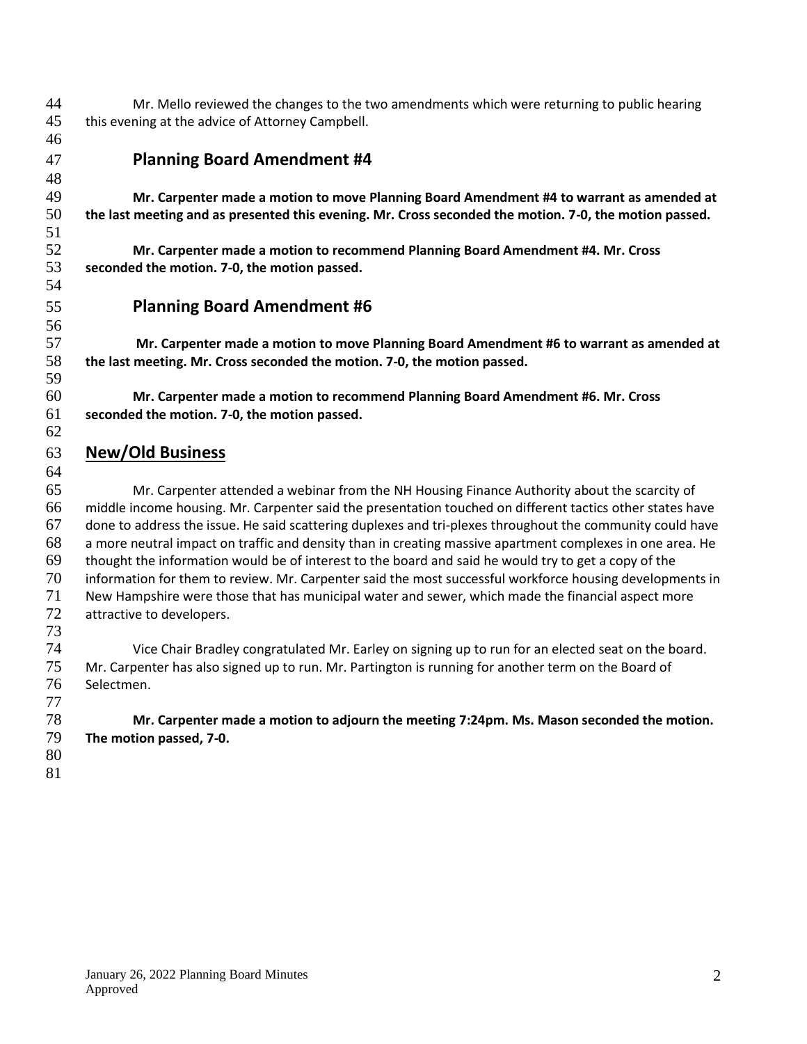Mr. Mello reviewed the changes to the two amendments which were returning to public hearing this evening at the advice of Attorney Campbell.

## Planning Board Amendment #4

**Mr. Carpenter made a motion to move Planning Board Amendment #4 to warrant as amended at the last meeting and as presented this evening. Mr. Cross seconded the motion. 7-0, the motion passed.**

**Mr. Carpenter made a motion to recommend Planning Board Amendment #4. Mr. Cross seconded the motion. 7-0, the motion passed.**

## Planning Board Amendment #6

**Mr. Carpenter made a motion to move Planning Board Amendment #6 to warrant as amended at the last meeting. Mr. Cross seconded the motion. 7-0, the motion passed.**

**Mr. Carpenter made a motion to recommend Planning Board Amendment #6. Mr. Cross seconded the motion. 7-0, the motion passed.**

## New/Old Business

Mr. Carpenter attended a webinar from the NH Housing Finance Authority about the scarcity of middle income housing. Mr. Carpenter said the presentation touched on different tactics other states have done to address the issue. He said scattering duplexes and tri-plexes throughout the community could have a more neutral impact on traffic and density than in creating massive apartment complexes in one area. He thought the information would be of interest to the board and said he would try to get a copy of the information for them to review. Mr. Carpenter said the most successful workforce housing developments in New Hampshire were those that has municipal water and sewer, which made the financial aspect more attractive to developers.

Vice Chair Bradley congratulated Mr. Earley on signing up to run for an elected seat on the board. Mr. Carpenter has also signed up to run. Mr. Partington is running for another term on the Board of Selectmen.

**Mr. Carpenter made a motion to adjourn the meeting 7:24pm. Ms. Mason seconded the motion. The motion passed, 7-0.**

January 26, 2022 Planning Board Minutes
Approved